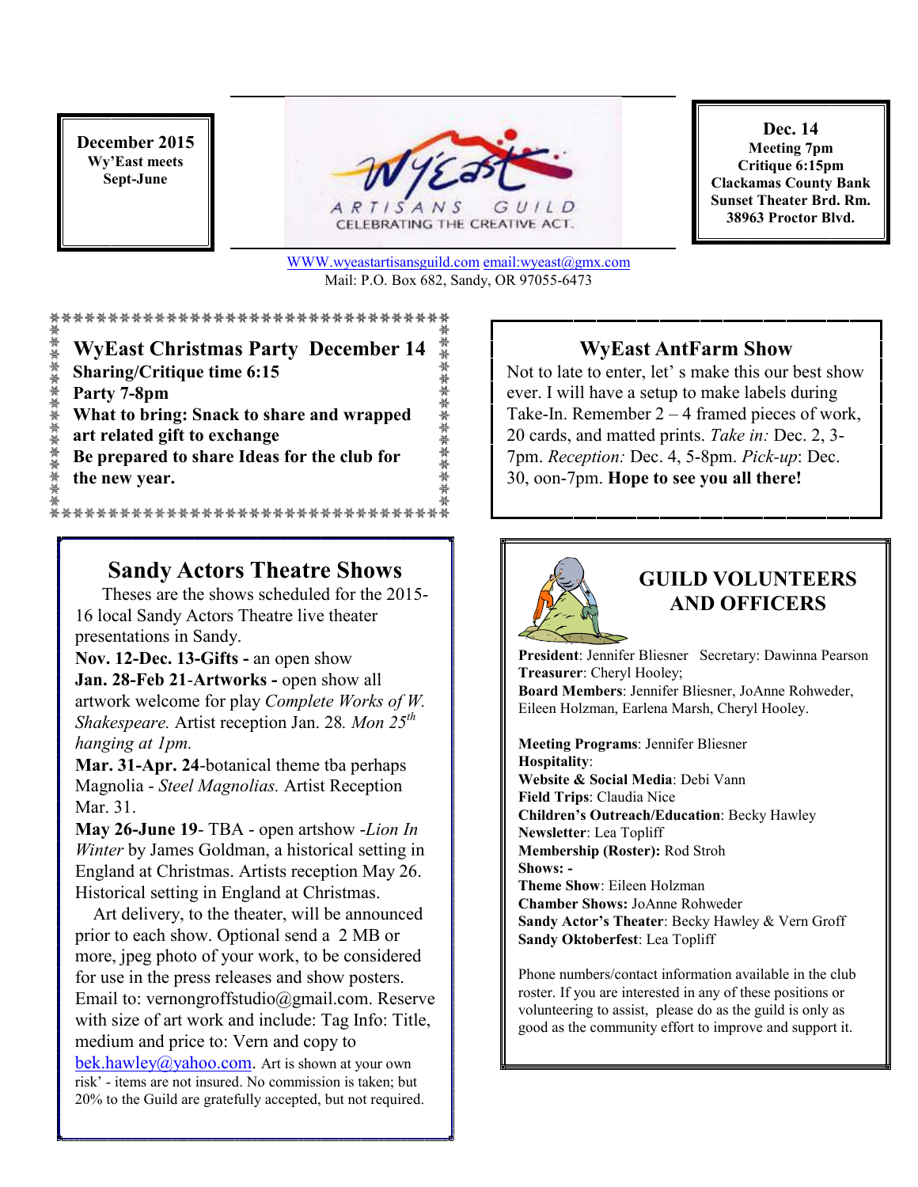**December 2015**
**Wy'East meets Sept-June**

WY'EAST ARTISANS GUILD
CELEBRATING THE CREATIVE ACT.

**Dec. 14**
**Meeting 7pm**
**Critique 6:15pm**
**Clackamas County Bank Sunset Theater Brd. Rm.**
**38963 Proctor Blvd.**

WWW.wyeastartisansguild.com email:wyeast@gmx.com
Mail: P.O. Box 682, Sandy, OR 97055-6473

## WyEast Christmas Party December 14

**Sharing/Critique time 6:15**
**Party 7-8pm**
**What to bring: Snack to share and wrapped art related gift to exchange**
**Be prepared to share Ideas for the club for the new year.**

## WyEast AntFarm Show

Not to late to enter, let' s make this our best show ever. I will have a setup to make labels during Take-In. Remember 2 – 4 framed pieces of work, 20 cards, and matted prints. *Take in:* Dec. 2, 3-7pm. *Reception:* Dec. 4, 5-8pm. *Pick-up*: Dec. 30, oon-7pm. **Hope to see you all there!**

## Sandy Actors Theatre Shows

Theses are the shows scheduled for the 2015-16 local Sandy Actors Theatre live theater presentations in Sandy.

**Nov. 12-Dec. 13-Gifts -** an open show

**Jan. 28-Feb 21-Artworks -** open show all artwork welcome for play *Complete Works of W. Shakespeare.* Artist reception Jan. 28*. Mon 25th hanging at 1pm.*

**Mar. 31-Apr. 24**-botanical theme tba perhaps Magnolia - *Steel Magnolias.* Artist Reception Mar. 31.

**May 26-June 19**- TBA - open artshow -*Lion In Winter* by James Goldman, a historical setting in England at Christmas. Artists reception May 26. Historical setting in England at Christmas.

Art delivery, to the theater, will be announced prior to each show. Optional send a 2 MB or more, jpeg photo of your work, to be considered for use in the press releases and show posters. Email to: vernongroffstudio@gmail.com. Reserve with size of art work and include: Tag Info: Title, medium and price to: Vern and copy to bek.hawley@yahoo.com. Art is shown at your own risk' - items are not insured. No commission is taken; but 20% to the Guild are gratefully accepted, but not required.

## GUILD VOLUNTEERS AND OFFICERS

**President**: Jennifer Bliesner Secretary: Dawinna Pearson
**Treasurer**: Cheryl Hooley;
**Board Members**: Jennifer Bliesner, JoAnne Rohweder, Eileen Holzman, Earlena Marsh, Cheryl Hooley.

**Meeting Programs**: Jennifer Bliesner
**Hospitality**:
**Website & Social Media**: Debi Vann
**Field Trips**: Claudia Nice
**Children's Outreach/Education**: Becky Hawley
**Newsletter**: Lea Topliff
**Membership (Roster):** Rod Stroh
**Shows: -**
**Theme Show**: Eileen Holzman
**Chamber Shows:** JoAnne Rohweder
**Sandy Actor's Theater**: Becky Hawley & Vern Groff
**Sandy Oktoberfest**: Lea Topliff

Phone numbers/contact information available in the club roster. If you are interested in any of these positions or volunteering to assist, please do as the guild is only as good as the community effort to improve and support it.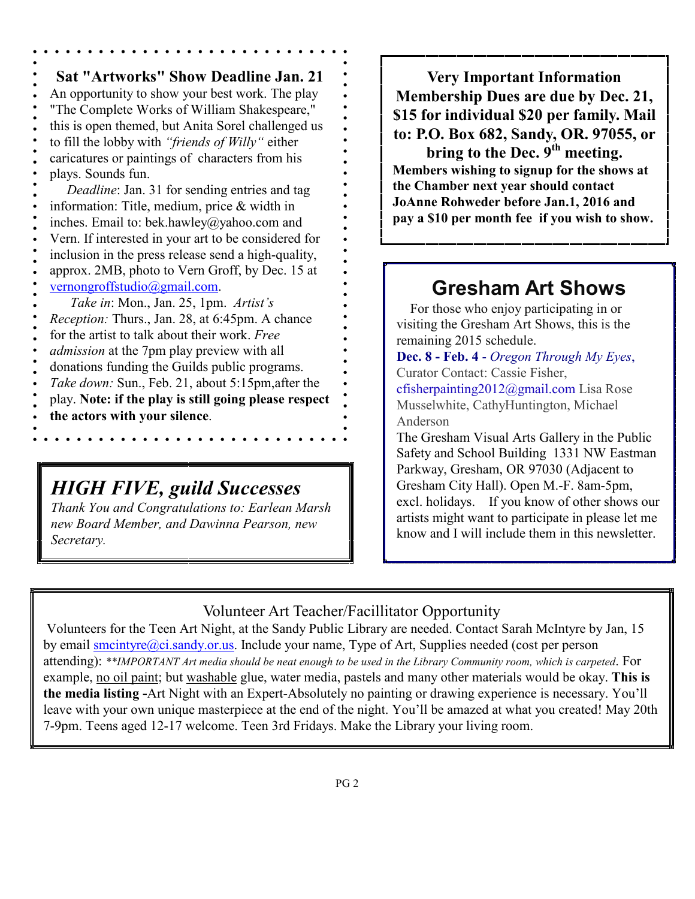## Sat "Artworks" Show Deadline Jan. 21

An opportunity to show your best work. The play "The Complete Works of William Shakespeare," this is open themed, but Anita Sorel challenged us to fill the lobby with *"friends of Willy"* either caricatures or paintings of characters from his plays. Sounds fun.

*Deadline*: Jan. 31 for sending entries and tag information: Title, medium, price & width in inches. Email to: bek.hawley@yahoo.com and Vern. If interested in your art to be considered for inclusion in the press release send a high-quality, approx. 2MB, photo to Vern Groff, by Dec. 15 at vernongroffstudio@gmail.com.

*Take in*: Mon., Jan. 25, 1pm. *Artist's Reception:* Thurs., Jan. 28, at 6:45pm. A chance for the artist to talk about their work. *Free admission* at the 7pm play preview with all donations funding the Guilds public programs. *Take down:* Sun., Feb. 21, about 5:15pm,after the play. **Note: if the play is still going please respect the actors with your silence**.

## *HIGH FIVE, guild Successes*

*Thank You and Congratulations to: Earlean Marsh new Board Member, and Dawinna Pearson, new Secretary.*

**Very Important Information**
**Membership Dues are due by Dec. 21, $15 for individual $20 per family. Mail to: P.O. Box 682, Sandy, OR. 97055, or bring to the Dec. 9th meeting.**
**Members wishing to signup for the shows at the Chamber next year should contact JoAnne Rohweder before Jan.1, 2016 and pay a $10 per month fee if you wish to show.**

## Gresham Art Shows

For those who enjoy participating in or visiting the Gresham Art Shows, this is the remaining 2015 schedule.

**Dec. 8 - Feb. 4** - *Oregon Through My Eyes*, Curator Contact: Cassie Fisher, cfisherpainting2012@gmail.com Lisa Rose Musselwhite, CathyHuntington, Michael Anderson

The Gresham Visual Arts Gallery in the Public Safety and School Building 1331 NW Eastman Parkway, Gresham, OR 97030 (Adjacent to Gresham City Hall). Open M.-F. 8am-5pm, excl. holidays. If you know of other shows our artists might want to participate in please let me know and I will include them in this newsletter.

### Volunteer Art Teacher/Facillitator Opportunity

Volunteers for the Teen Art Night, at the Sandy Public Library are needed. Contact Sarah McIntyre by Jan, 15 by email smcintyre@ci.sandy.or.us. Include your name, Type of Art, Supplies needed (cost per person attending): *\*\*IMPORTANT Art media should be neat enough to be used in the Library Community room, which is carpeted*. For example, no oil paint; but washable glue, water media, pastels and many other materials would be okay. **This is the media listing -**Art Night with an Expert-Absolutely no painting or drawing experience is necessary. You'll leave with your own unique masterpiece at the end of the night. You'll be amazed at what you created! May 20th 7-9pm. Teens aged 12-17 welcome. Teen 3rd Fridays. Make the Library your living room.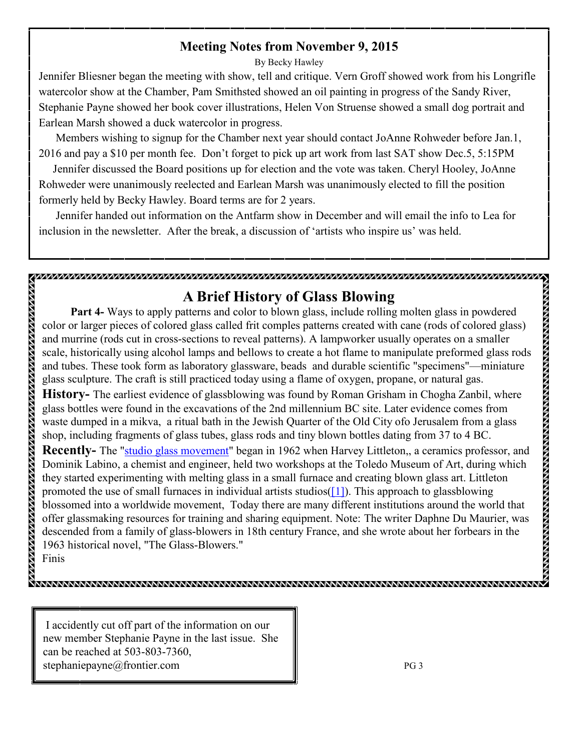## Meeting Notes from November 9, 2015

By Becky Hawley

Jennifer Bliesner began the meeting with show, tell and critique. Vern Groff showed work from his Longrifle watercolor show at the Chamber, Pam Smithsted showed an oil painting in progress of the Sandy River, Stephanie Payne showed her book cover illustrations, Helen Von Struense showed a small dog portrait and Earlean Marsh showed a duck watercolor in progress.

Members wishing to signup for the Chamber next year should contact JoAnne Rohweder before Jan.1, 2016 and pay a $10 per month fee. Don't forget to pick up art work from last SAT show Dec.5, 5:15PM

Jennifer discussed the Board positions up for election and the vote was taken. Cheryl Hooley, JoAnne Rohweder were unanimously reelected and Earlean Marsh was unanimously elected to fill the position formerly held by Becky Hawley. Board terms are for 2 years.

Jennifer handed out information on the Antfarm show in December and will email the info to Lea for inclusion in the newsletter. After the break, a discussion of 'artists who inspire us' was held.

## A Brief History of Glass Blowing

**Part 4-** Ways to apply patterns and color to blown glass, include rolling molten glass in powdered color or larger pieces of colored glass called frit comples patterns created with cane (rods of colored glass) and murrine (rods cut in cross-sections to reveal patterns). A lampworker usually operates on a smaller scale, historically using alcohol lamps and bellows to create a hot flame to manipulate preformed glass rods and tubes. These took form as laboratory glassware, beads and durable scientific "specimens"—miniature glass sculpture. The craft is still practiced today using a flame of oxygen, propane, or natural gas.

**History-** The earliest evidence of glassblowing was found by Roman Grisham in Chogha Zanbil, where glass bottles were found in the excavations of the 2nd millennium BC site. Later evidence comes from waste dumped in a mikva, a ritual bath in the Jewish Quarter of the Old City ofo Jerusalem from a glass shop, including fragments of glass tubes, glass rods and tiny blown bottles dating from 37 to 4 BC.

**Recently-** The "studio glass movement" began in 1962 when Harvey Littleton,, a ceramics professor, and Dominik Labino, a chemist and engineer, held two workshops at the Toledo Museum of Art, during which they started experimenting with melting glass in a small furnace and creating blown glass art. Littleton promoted the use of small furnaces in individual artists studios([1]). This approach to glassblowing blossomed into a worldwide movement, Today there are many different institutions around the world that offer glassmaking resources for training and sharing equipment. Note: The writer Daphne Du Maurier, was descended from a family of glass-blowers in 18th century France, and she wrote about her forbears in the 1963 historical novel, "The Glass-Blowers."

Finis

I accidently cut off part of the information on our new member Stephanie Payne in the last issue. She can be reached at 503-803-7360, stephaniepayne@frontier.com